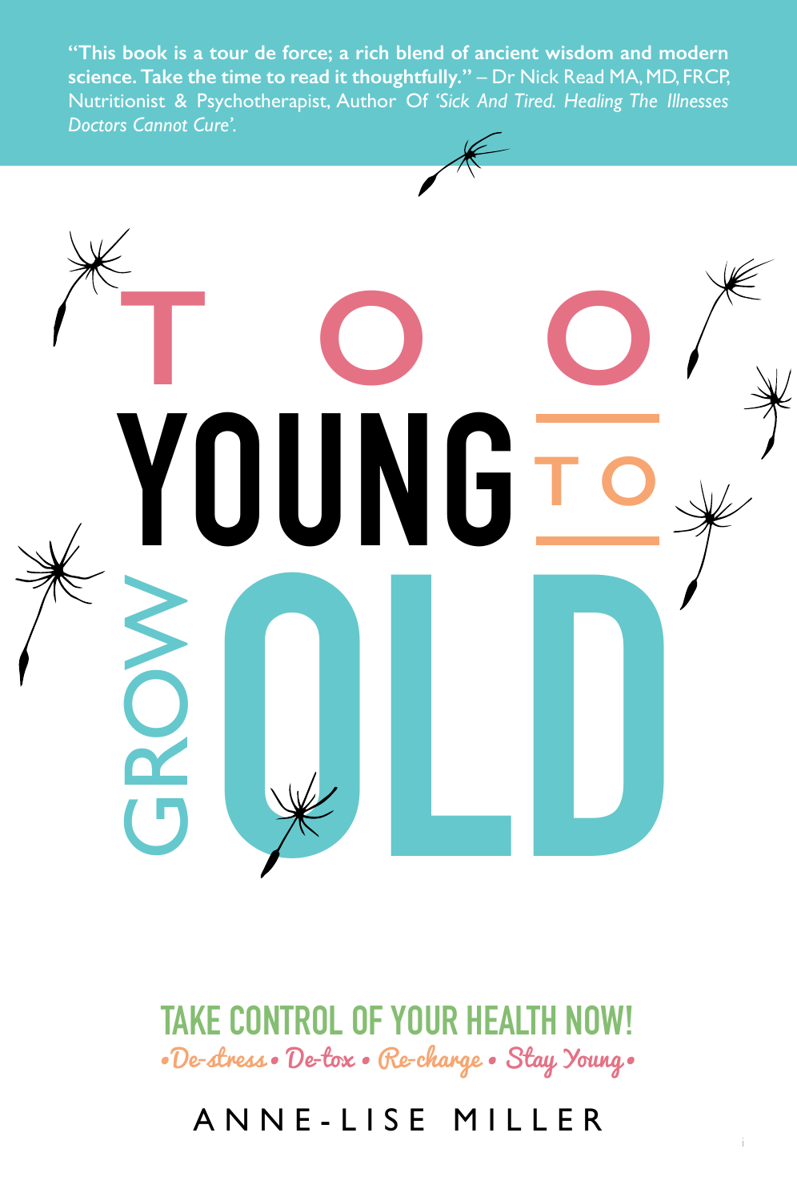**"This book is a tour de force; a rich blend of ancient wisdom and modern science. Take the time to read it thoughtfully."** – Dr Nick Read MA, MD, FRCP, Nutritionist & Psychotherapist, Author Of *'Sick And Tired. Healing The Illnesses Doctors Cannot Cure'.*

# TOO YOUNG TO GROW OLD

## TAKE CONTROL OF YOUR HEALTH NOW!

*•De-stress • De-tox • Re-charge • Stay Young•*

ANNE-LISE MILLER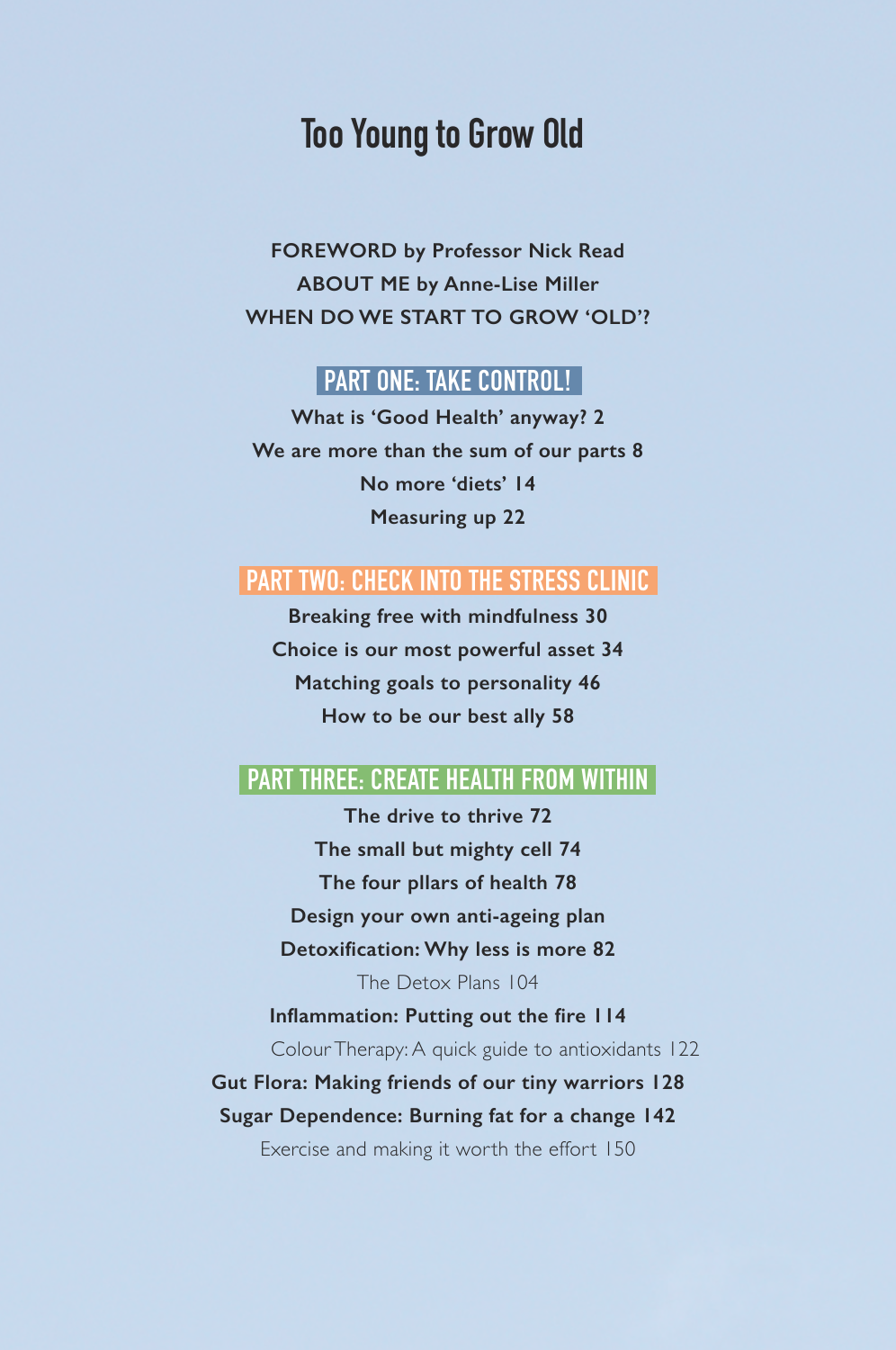# Too Young to Grow Old

**FOREWORD by Professor Nick Read**
**ABOUT ME by Anne-Lise Miller**
**WHEN DO WE START TO GROW 'OLD'?**

## PART ONE: TAKE CONTROL!

**What is 'Good Health' anyway? 2**
**We are more than the sum of our parts 8**
**No more 'diets' 14**
**Measuring up 22**

## PART TWO: CHECK INTO THE STRESS CLINIC

**Breaking free with mindfulness 30**
**Choice is our most powerful asset 34**
**Matching goals to personality 46**
**How to be our best ally 58**

## PART THREE: CREATE HEALTH FROM WITHIN

**The drive to thrive 72**
**The small but mighty cell 74**
**The four pllars of health 78**
**Design your own anti-ageing plan**
**Detoxification: Why less is more 82**
The Detox Plans 104
**Inflammation: Putting out the fire 114**
Colour Therapy: A quick guide to antioxidants 122
**Gut Flora: Making friends of our tiny warriors 128**
**Sugar Dependence: Burning fat for a change 142**
Exercise and making it worth the effort 150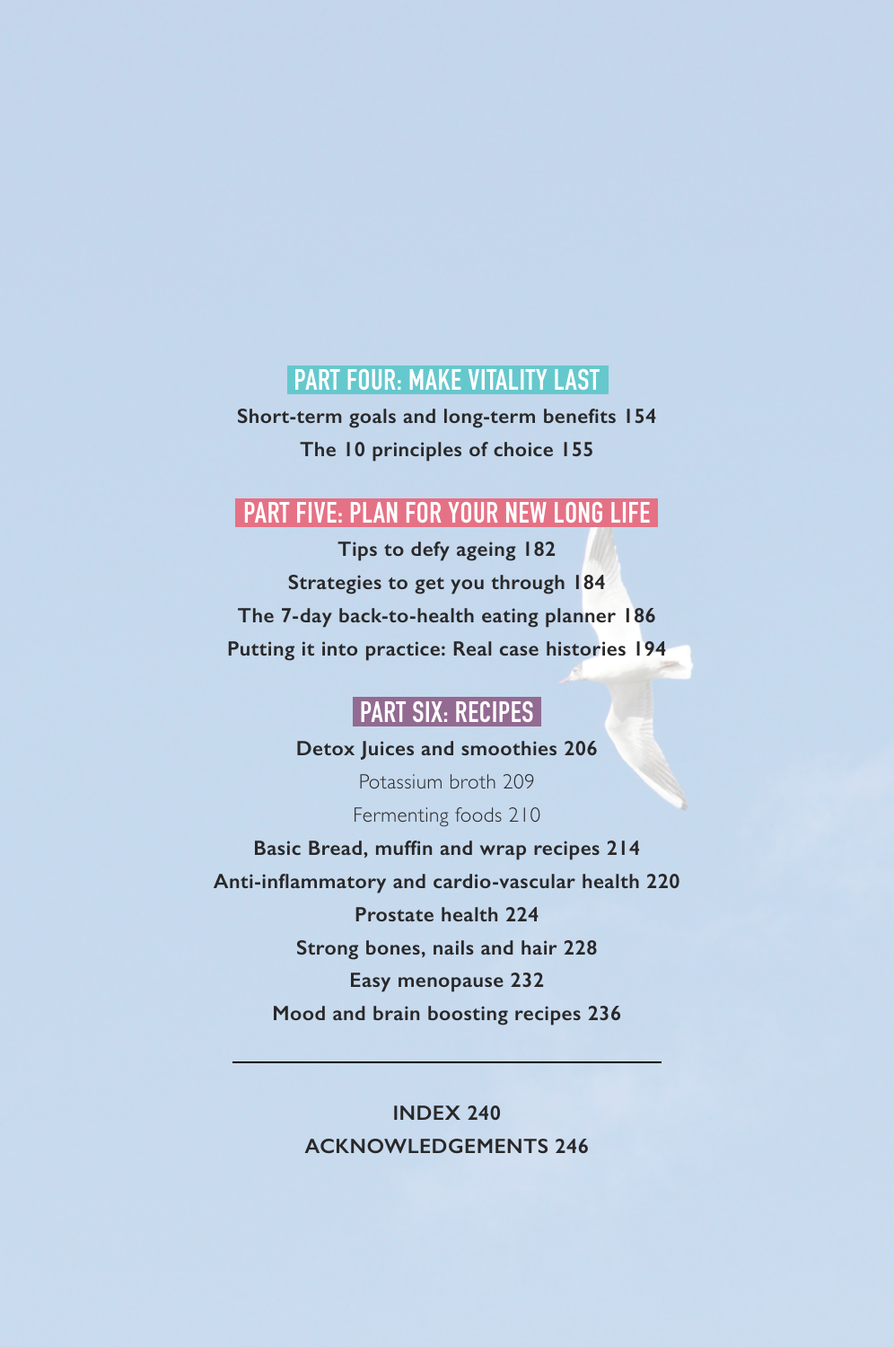## PART FOUR: MAKE VITALITY LAST

**Short-term goals and long-term benefits 154**

**The 10 principles of choice 155**

## PART FIVE: PLAN FOR YOUR NEW LONG LIFE

**Tips to defy ageing 182**

**Strategies to get you through 184**

**The 7-day back-to-health eating planner 186**

**Putting it into practice: Real case histories 194**

## PART SIX: RECIPES

**Detox Juices and smoothies 206**

Potassium broth 209

Fermenting foods 210

**Basic Bread, muffin and wrap recipes 214**

**Anti-inflammatory and cardio-vascular health 220**

**Prostate health 224**

**Strong bones, nails and hair 228**

**Easy menopause 232**

**Mood and brain boosting recipes 236**

---

**INDEX 240**

**ACKNOWLEDGEMENTS 246**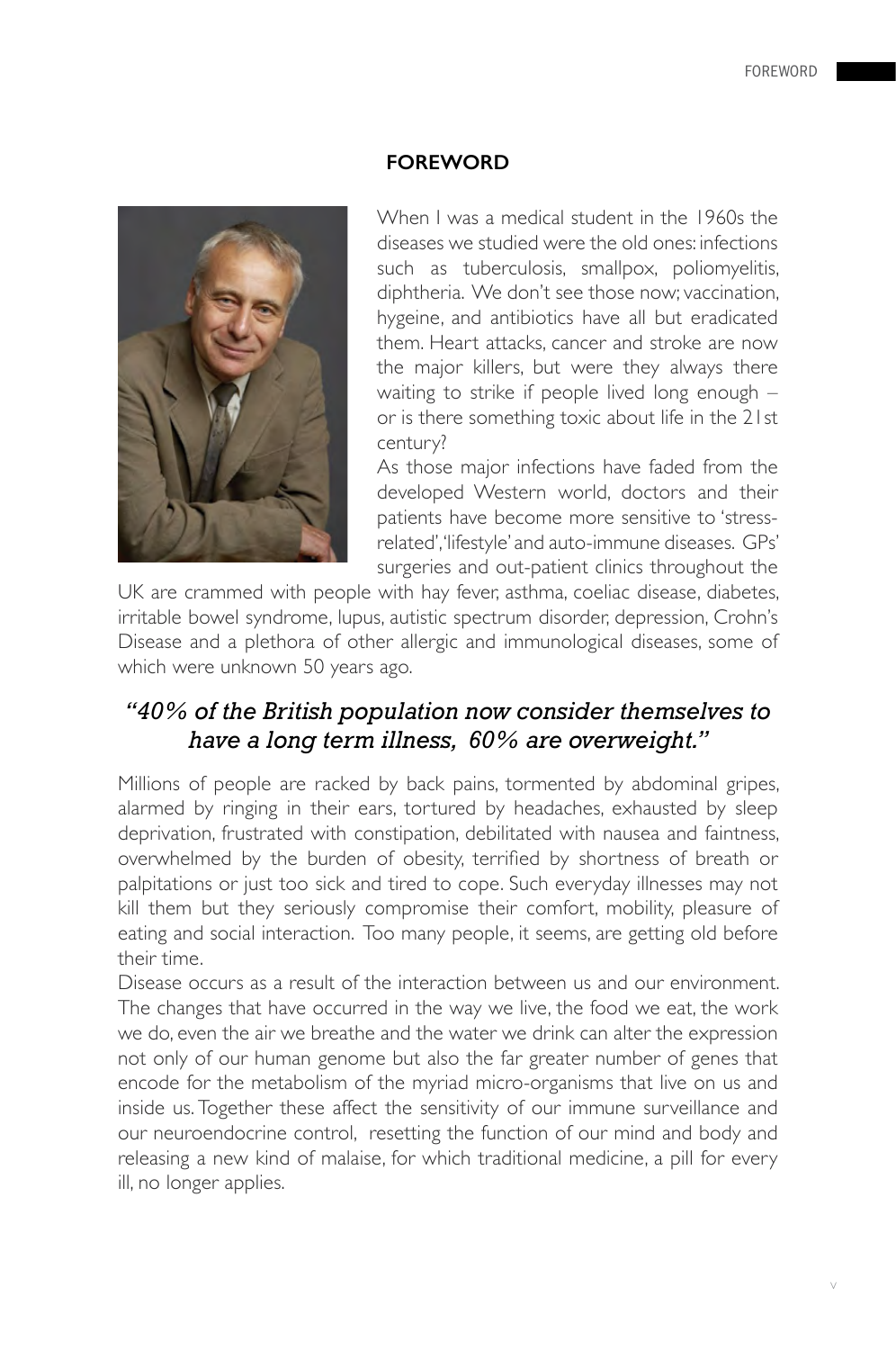# FOREWORD

When I was a medical student in the 1960s the diseases we studied were the old ones: infections such as tuberculosis, smallpox, poliomyelitis, diphtheria. We don't see those now; vaccination, hygeine, and antibiotics have all but eradicated them. Heart attacks, cancer and stroke are now the major killers, but were they always there waiting to strike if people lived long enough – or is there something toxic about life in the 21st century?

As those major infections have faded from the developed Western world, doctors and their patients have become more sensitive to 'stress-related', 'lifestyle' and auto-immune diseases. GPs' surgeries and out-patient clinics throughout the UK are crammed with people with hay fever, asthma, coeliac disease, diabetes, irritable bowel syndrome, lupus, autistic spectrum disorder, depression, Crohn's Disease and a plethora of other allergic and immunological diseases, some of which were unknown 50 years ago.

> *"40% of the British population now consider themselves to have a long term illness, 60% are overweight."*

Millions of people are racked by back pains, tormented by abdominal gripes, alarmed by ringing in their ears, tortured by headaches, exhausted by sleep deprivation, frustrated with constipation, debilitated with nausea and faintness, overwhelmed by the burden of obesity, terrified by shortness of breath or palpitations or just too sick and tired to cope. Such everyday illnesses may not kill them but they seriously compromise their comfort, mobility, pleasure of eating and social interaction. Too many people, it seems, are getting old before their time.

Disease occurs as a result of the interaction between us and our environment. The changes that have occurred in the way we live, the food we eat, the work we do, even the air we breathe and the water we drink can alter the expression not only of our human genome but also the far greater number of genes that encode for the metabolism of the myriad micro-organisms that live on us and inside us. Together these affect the sensitivity of our immune surveillance and our neuroendocrine control, resetting the function of our mind and body and releasing a new kind of malaise, for which traditional medicine, a pill for every ill, no longer applies.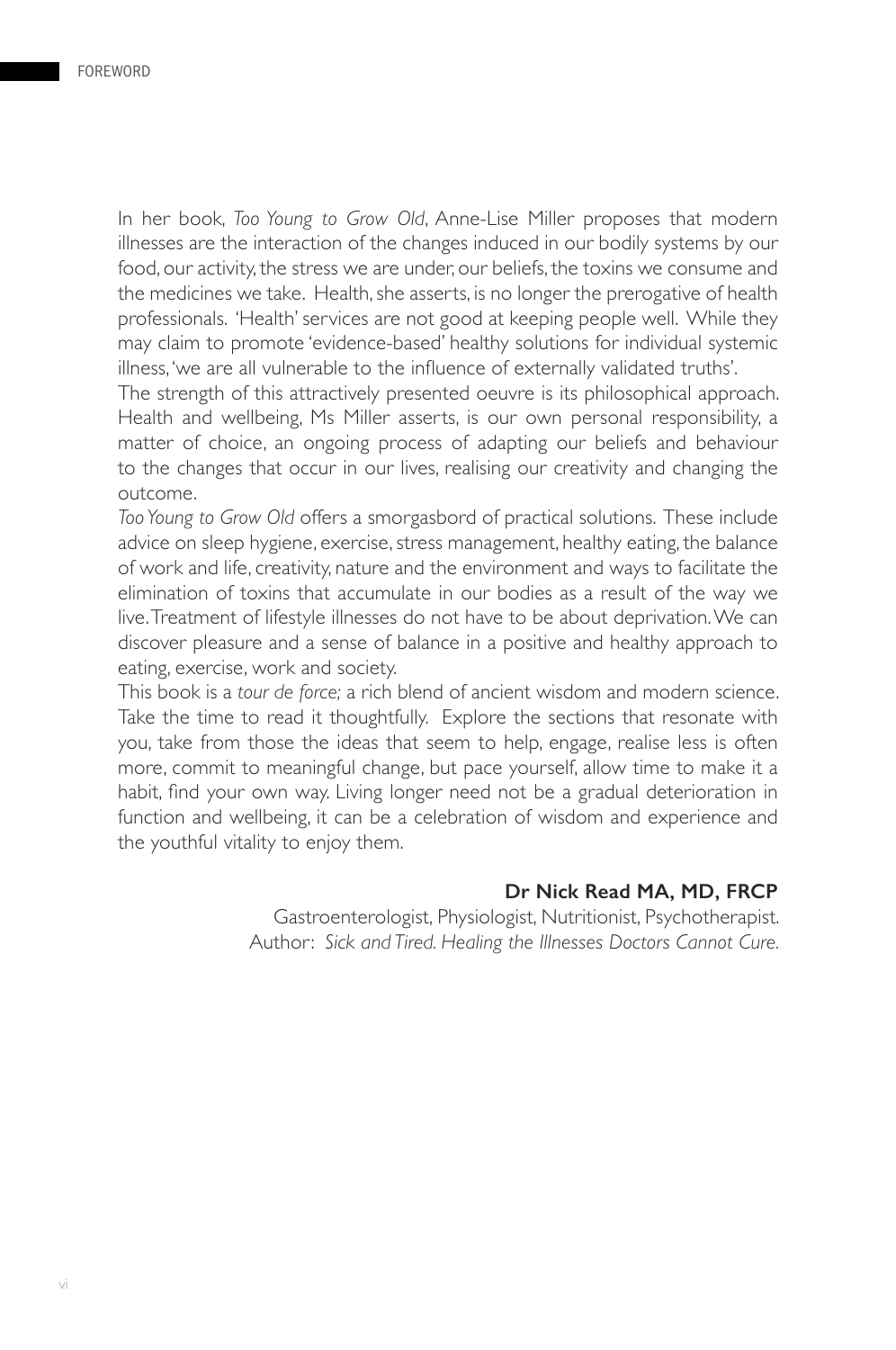In her book, *Too Young to Grow Old*, Anne-Lise Miller proposes that modern illnesses are the interaction of the changes induced in our bodily systems by our food, our activity, the stress we are under, our beliefs, the toxins we consume and the medicines we take. Health, she asserts, is no longer the prerogative of health professionals. 'Health' services are not good at keeping people well. While they may claim to promote 'evidence-based' healthy solutions for individual systemic illness, 'we are all vulnerable to the influence of externally validated truths'.

The strength of this attractively presented oeuvre is its philosophical approach. Health and wellbeing, Ms Miller asserts, is our own personal responsibility, a matter of choice, an ongoing process of adapting our beliefs and behaviour to the changes that occur in our lives, realising our creativity and changing the outcome.

*Too Young to Grow Old* offers a smorgasbord of practical solutions. These include advice on sleep hygiene, exercise, stress management, healthy eating, the balance of work and life, creativity, nature and the environment and ways to facilitate the elimination of toxins that accumulate in our bodies as a result of the way we live. Treatment of lifestyle illnesses do not have to be about deprivation. We can discover pleasure and a sense of balance in a positive and healthy approach to eating, exercise, work and society.

This book is a *tour de force;* a rich blend of ancient wisdom and modern science. Take the time to read it thoughtfully. Explore the sections that resonate with you, take from those the ideas that seem to help, engage, realise less is often more, commit to meaningful change, but pace yourself, allow time to make it a habit, find your own way. Living longer need not be a gradual deterioration in function and wellbeing, it can be a celebration of wisdom and experience and the youthful vitality to enjoy them.

**Dr Nick Read MA, MD, FRCP**

Gastroenterologist, Physiologist, Nutritionist, Psychotherapist.

Author: *Sick and Tired. Healing the Illnesses Doctors Cannot Cure.*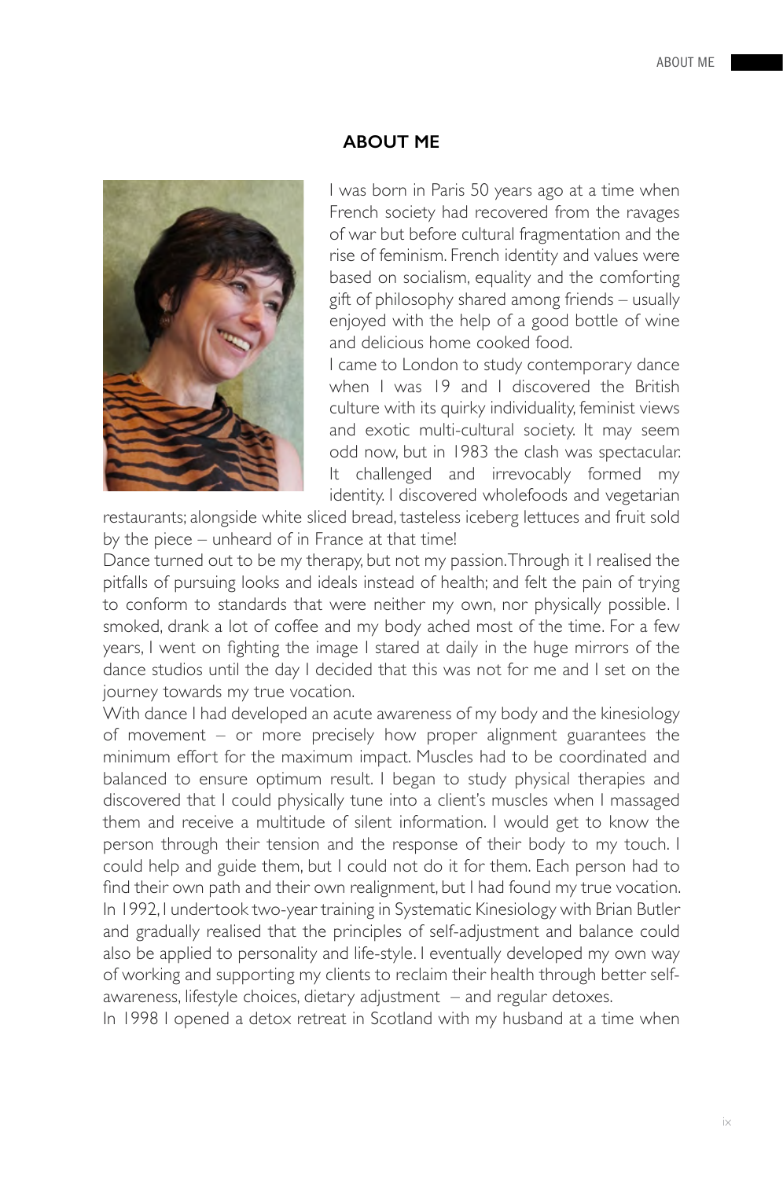## ABOUT ME

I was born in Paris 50 years ago at a time when French society had recovered from the ravages of war but before cultural fragmentation and the rise of feminism. French identity and values were based on socialism, equality and the comforting gift of philosophy shared among friends – usually enjoyed with the help of a good bottle of wine and delicious home cooked food.

I came to London to study contemporary dance when I was 19 and I discovered the British culture with its quirky individuality, feminist views and exotic multi-cultural society. It may seem odd now, but in 1983 the clash was spectacular. It challenged and irrevocably formed my identity. I discovered wholefoods and vegetarian restaurants; alongside white sliced bread, tasteless iceberg lettuces and fruit sold by the piece – unheard of in France at that time!

Dance turned out to be my therapy, but not my passion. Through it I realised the pitfalls of pursuing looks and ideals instead of health; and felt the pain of trying to conform to standards that were neither my own, nor physically possible. I smoked, drank a lot of coffee and my body ached most of the time. For a few years, I went on fighting the image I stared at daily in the huge mirrors of the dance studios until the day I decided that this was not for me and I set on the journey towards my true vocation.

With dance I had developed an acute awareness of my body and the kinesiology of movement – or more precisely how proper alignment guarantees the minimum effort for the maximum impact. Muscles had to be coordinated and balanced to ensure optimum result. I began to study physical therapies and discovered that I could physically tune into a client's muscles when I massaged them and receive a multitude of silent information. I would get to know the person through their tension and the response of their body to my touch. I could help and guide them, but I could not do it for them. Each person had to find their own path and their own realignment, but I had found my true vocation.

In 1992, I undertook two-year training in Systematic Kinesiology with Brian Butler and gradually realised that the principles of self-adjustment and balance could also be applied to personality and life-style. I eventually developed my own way of working and supporting my clients to reclaim their health through better self-awareness, lifestyle choices, dietary adjustment – and regular detoxes.

In 1998 I opened a detox retreat in Scotland with my husband at a time when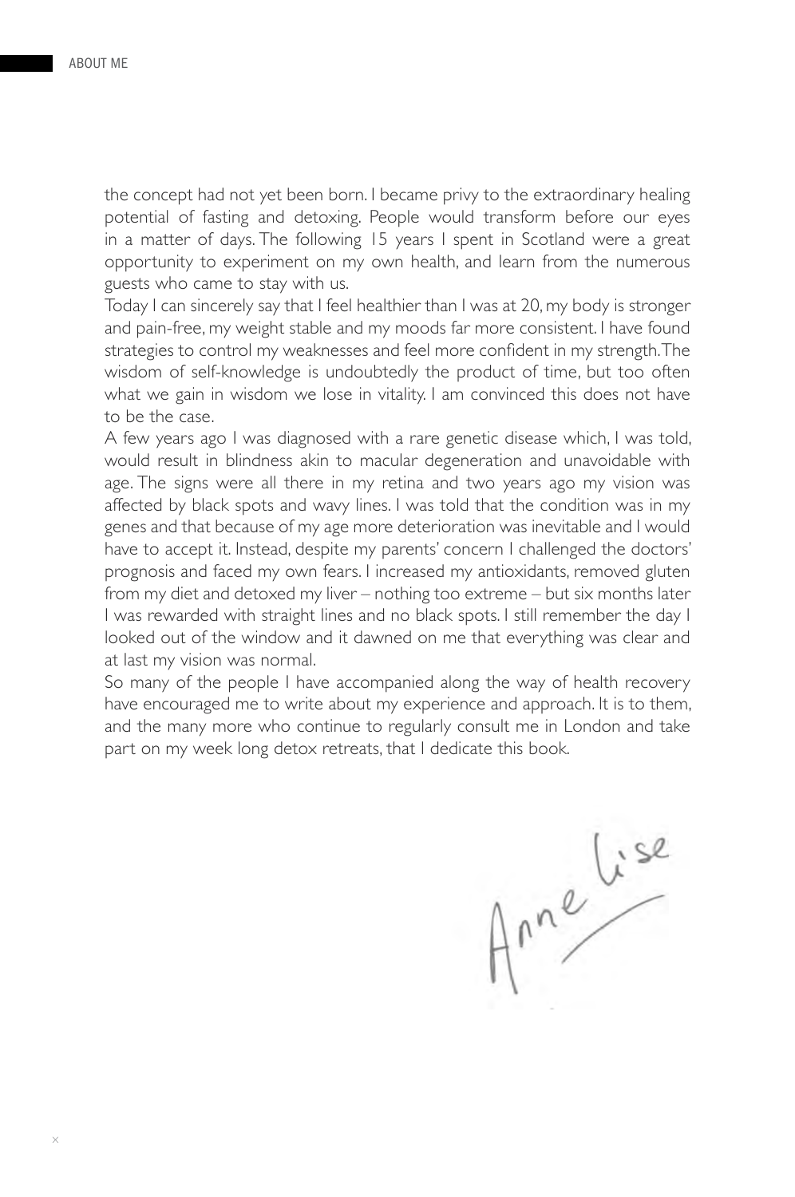the concept had not yet been born. I became privy to the extraordinary healing potential of fasting and detoxing. People would transform before our eyes in a matter of days. The following 15 years I spent in Scotland were a great opportunity to experiment on my own health, and learn from the numerous guests who came to stay with us.

Today I can sincerely say that I feel healthier than I was at 20, my body is stronger and pain-free, my weight stable and my moods far more consistent. I have found strategies to control my weaknesses and feel more confident in my strength. The wisdom of self-knowledge is undoubtedly the product of time, but too often what we gain in wisdom we lose in vitality. I am convinced this does not have to be the case.

A few years ago I was diagnosed with a rare genetic disease which, I was told, would result in blindness akin to macular degeneration and unavoidable with age. The signs were all there in my retina and two years ago my vision was affected by black spots and wavy lines. I was told that the condition was in my genes and that because of my age more deterioration was inevitable and I would have to accept it. Instead, despite my parents' concern I challenged the doctors' prognosis and faced my own fears. I increased my antioxidants, removed gluten from my diet and detoxed my liver – nothing too extreme – but six months later I was rewarded with straight lines and no black spots. I still remember the day I looked out of the window and it dawned on me that everything was clear and at last my vision was normal.

So many of the people I have accompanied along the way of health recovery have encouraged me to write about my experience and approach. It is to them, and the many more who continue to regularly consult me in London and take part on my week long detox retreats, that I dedicate this book.

Anne Lise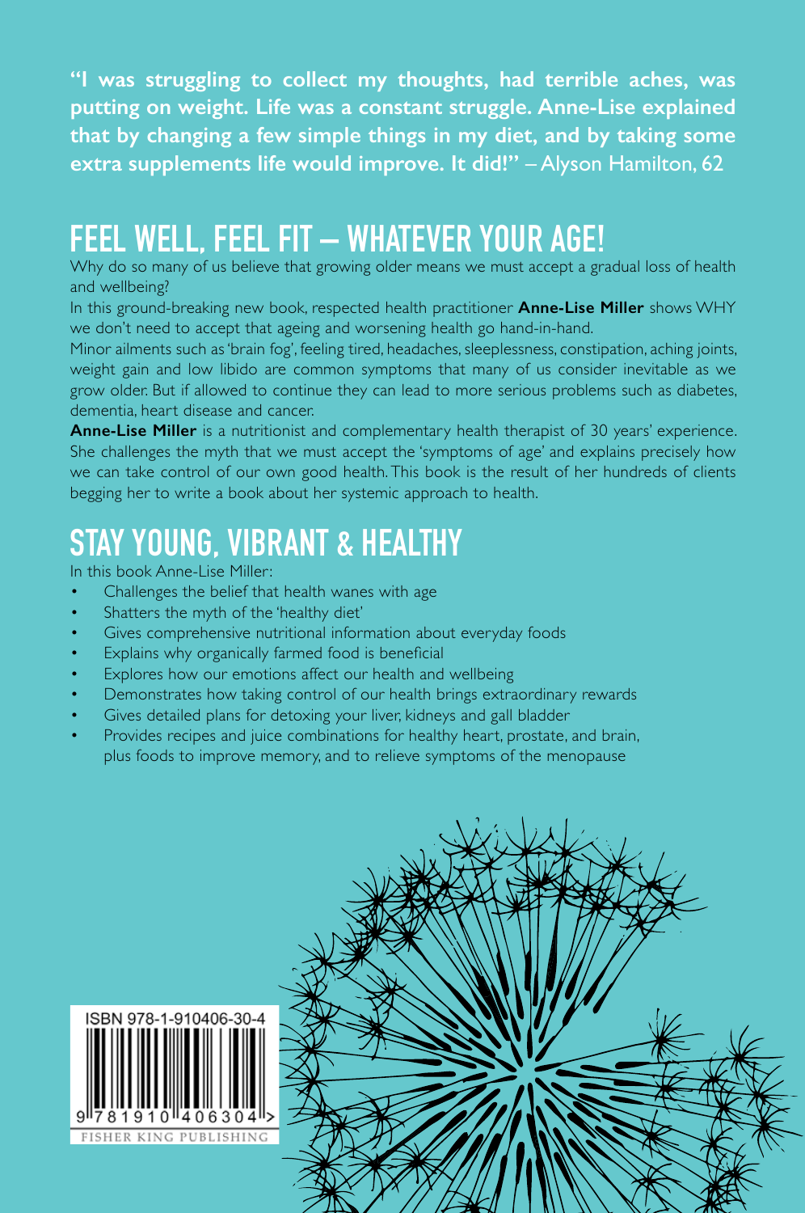**"I was struggling to collect my thoughts, had terrible aches, was putting on weight. Life was a constant struggle. Anne-Lise explained that by changing a few simple things in my diet, and by taking some extra supplements life would improve. It did!"** – Alyson Hamilton, 62

# FEEL WELL, FEEL FIT – WHATEVER YOUR AGE!

Why do so many of us believe that growing older means we must accept a gradual loss of health and wellbeing?

In this ground-breaking new book, respected health practitioner **Anne-Lise Miller** shows WHY we don't need to accept that ageing and worsening health go hand-in-hand.

Minor ailments such as 'brain fog', feeling tired, headaches, sleeplessness, constipation, aching joints, weight gain and low libido are common symptoms that many of us consider inevitable as we grow older. But if allowed to continue they can lead to more serious problems such as diabetes, dementia, heart disease and cancer.

**Anne-Lise Miller** is a nutritionist and complementary health therapist of 30 years' experience. She challenges the myth that we must accept the 'symptoms of age' and explains precisely how we can take control of our own good health. This book is the result of her hundreds of clients begging her to write a book about her systemic approach to health.

# STAY YOUNG, VIBRANT & HEALTHY

In this book Anne-Lise Miller:

- Challenges the belief that health wanes with age
- Shatters the myth of the 'healthy diet'
- Gives comprehensive nutritional information about everyday foods
- Explains why organically farmed food is beneficial
- Explores how our emotions affect our health and wellbeing
- Demonstrates how taking control of our health brings extraordinary rewards
- Gives detailed plans for detoxing your liver, kidneys and gall bladder
- Provides recipes and juice combinations for healthy heart, prostate, and brain, plus foods to improve memory, and to relieve symptoms of the menopause

ISBN 978-1-910406-30-4

9 781910 406304

FISHER KING PUBLISHING